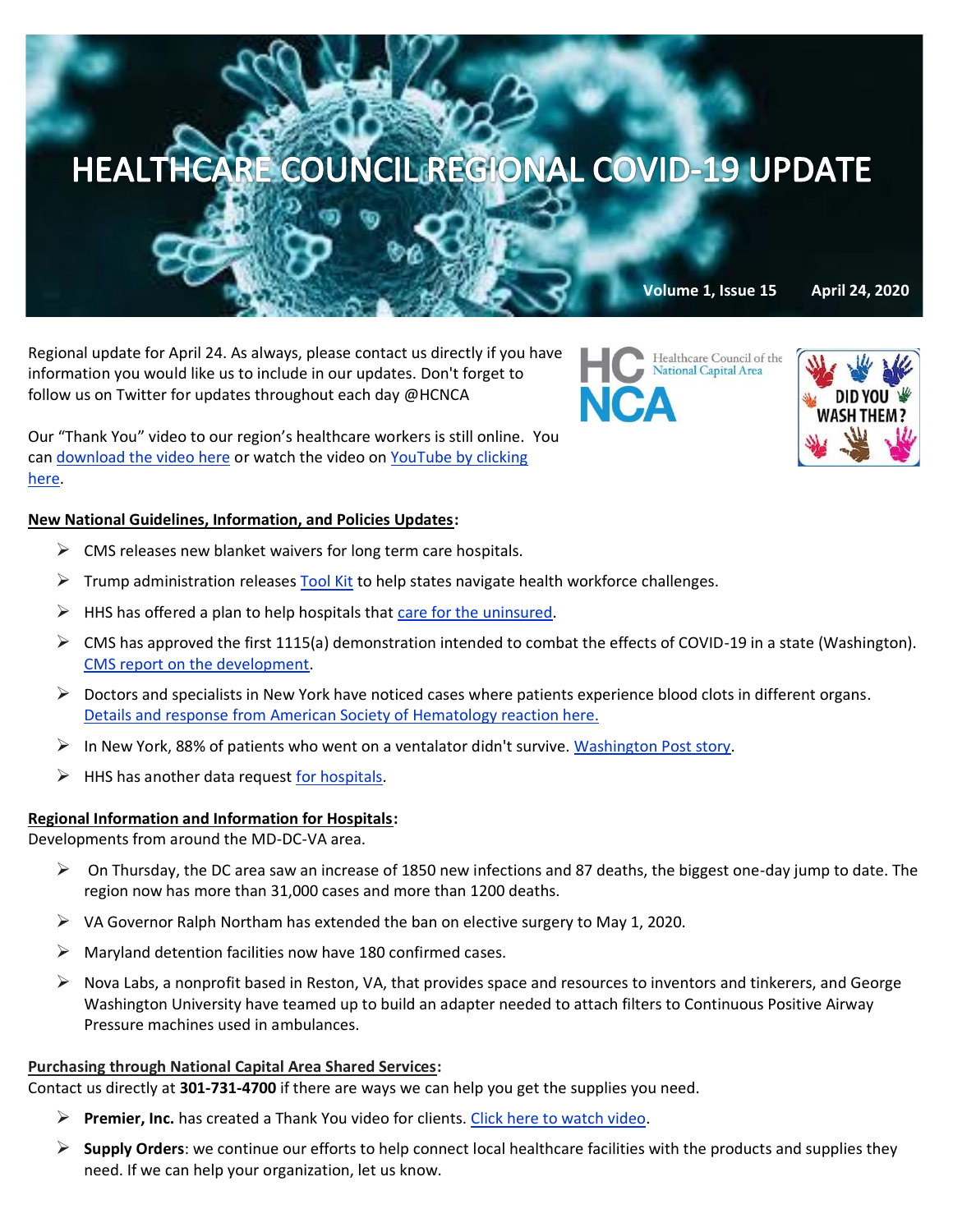# HEALTHCARE COUNCIL REGIONAL COVID-19 UPDATE

**Volume 1, Issue 15 April 24, 2020**

Regional update for April 24. As always, please contact us directly if you have information you would like us to include in our updates. Don't forget to follow us on Twitter for updates throughout each day @HCNCA

Our "Thank You" video to our region's healthcare workers is still online. You can download the video here or watch the video on YouTube by clicking here.

**New National Guidelines, Information, and Policies Updates:**

- CMS releases new blanket waivers for long term care hospitals.
- Trump administration releases Tool Kit to help states navigate health workforce challenges.
- HHS has offered a plan to help hospitals that care for the uninsured.
- CMS has approved the first 1115(a) demonstration intended to combat the effects of COVID-19 in a state (Washington). CMS report on the development.
- Doctors and specialists in New York have noticed cases where patients experience blood clots in different organs. Details and response from American Society of Hematology reaction here.
- In New York, 88% of patients who went on a ventalator didn't survive. Washington Post story.
- HHS has another data request for hospitals.

**Regional Information and Information for Hospitals:**

Developments from around the MD-DC-VA area.

- On Thursday, the DC area saw an increase of 1850 new infections and 87 deaths, the biggest one-day jump to date. The region now has more than 31,000 cases and more than 1200 deaths.
- VA Governor Ralph Northam has extended the ban on elective surgery to May 1, 2020.
- Maryland detention facilities now have 180 confirmed cases.
- Nova Labs, a nonprofit based in Reston, VA, that provides space and resources to inventors and tinkerers, and George Washington University have teamed up to build an adapter needed to attach filters to Continuous Positive Airway Pressure machines used in ambulances.

**Purchasing through National Capital Area Shared Services:**

Contact us directly at **301-731-4700** if there are ways we can help you get the supplies you need.

- **Premier, Inc.** has created a Thank You video for clients. Click here to watch video.
- **Supply Orders**: we continue our efforts to help connect local healthcare facilities with the products and supplies they need. If we can help your organization, let us know.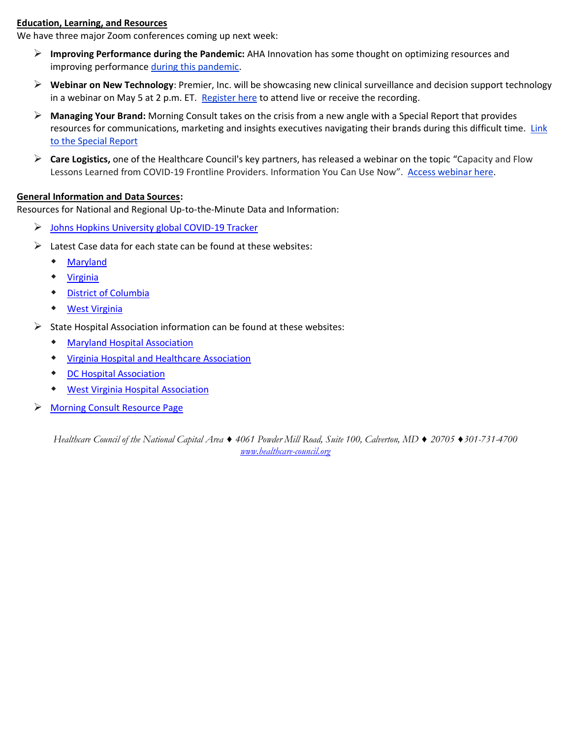**Education, Learning, and Resources**

We have three major Zoom conferences coming up next week:

- **Improving Performance during the Pandemic:** AHA Innovation has some thought on optimizing resources and improving performance during this pandemic.
- **Webinar on New Technology**: Premier, Inc. will be showcasing new clinical surveillance and decision support technology in a webinar on May 5 at 2 p.m. ET. Register here to attend live or receive the recording.
- **Managing Your Brand:** Morning Consult takes on the crisis from a new angle with a Special Report that provides resources for communications, marketing and insights executives navigating their brands during this difficult time. Link to the Special Report
- **Care Logistics,** one of the Healthcare Council's key partners, has released a webinar on the topic "Capacity and Flow Lessons Learned from COVID-19 Frontline Providers. Information You Can Use Now". Access webinar here.

**General Information and Data Sources:**

Resources for National and Regional Up-to-the-Minute Data and Information:

- Johns Hopkins University global COVID-19 Tracker
- Latest Case data for each state can be found at these websites:
  - Maryland
  - Virginia
  - District of Columbia
  - West Virginia
- State Hospital Association information can be found at these websites:
  - Maryland Hospital Association
  - Virginia Hospital and Healthcare Association
  - DC Hospital Association
  - West Virginia Hospital Association
- Morning Consult Resource Page

*Healthcare Council of the National Capital Area ♦ 4061 Powder Mill Road, Suite 100, Calverton, MD ♦ 20705 ♦301-731-4700*
*www.healthcare-council.org*